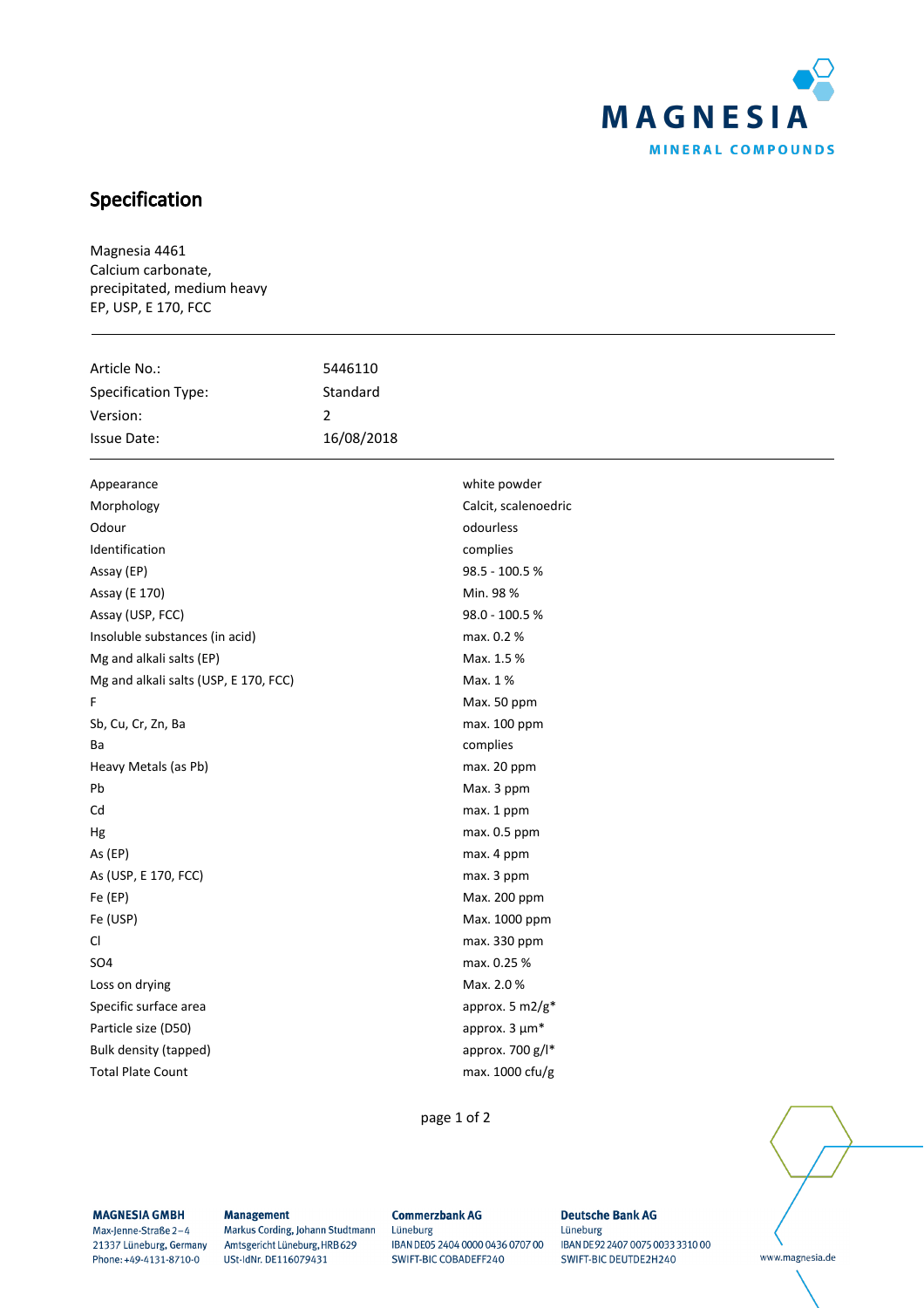# Specification

Magnesia 4461
Calcium carbonate,
precipitated, medium heavy
EP, USP, E 170, FCC

---

| | |
|---|---|
| Article No.: | 5446110 |
| Specification Type: | Standard |
| Version: | 2 |
| Issue Date: | 16/08/2018 |

---

| | |
|---|---|
| Appearance | white powder |
| Morphology | Calcit, scalenoedric |
| Odour | odourless |
| Identification | complies |
| Assay (EP) | 98.5 - 100.5 % |
| Assay (E 170) | Min. 98 % |
| Assay (USP, FCC) | 98.0 - 100.5 % |
| Insoluble substances (in acid) | max. 0.2 % |
| Mg and alkali salts (EP) | Max. 1.5 % |
| Mg and alkali salts (USP, E 170, FCC) | Max. 1 % |
| F | Max. 50 ppm |
| Sb, Cu, Cr, Zn, Ba | max. 100 ppm |
| Ba | complies |
| Heavy Metals (as Pb) | max. 20 ppm |
| Pb | Max. 3 ppm |
| Cd | max. 1 ppm |
| Hg | max. 0.5 ppm |
| As (EP) | max. 4 ppm |
| As (USP, E 170, FCC) | max. 3 ppm |
| Fe (EP) | Max. 200 ppm |
| Fe (USP) | Max. 1000 ppm |
| Cl | max. 330 ppm |
| SO4 | max. 0.25 % |
| Loss on drying | Max. 2.0 % |
| Specific surface area | approx. 5 m2/g* |
| Particle size (D50) | approx. 3 µm* |
| Bulk density (tapped) | approx. 700 g/l* |
| Total Plate Count | max. 1000 cfu/g |

**MAGNESIA GMBH**
Max-Jenne-Straße 2–4
21337 Lüneburg, Germany
Phone: +49-4131-8710-0

**Management**
Markus Cording, Johann Studtmann
Amtsgericht Lüneburg, HRB 629
USt-IdNr. DE116079431

**Commerzbank AG**
Lüneburg
IBAN DE05 2404 0000 0436 0707 00
SWIFT-BIC COBADEFF240

**Deutsche Bank AG**
Lüneburg
IBAN DE92 2407 0075 0033 3310 00
SWIFT-BIC DEUTDE2H240

www.magnesia.de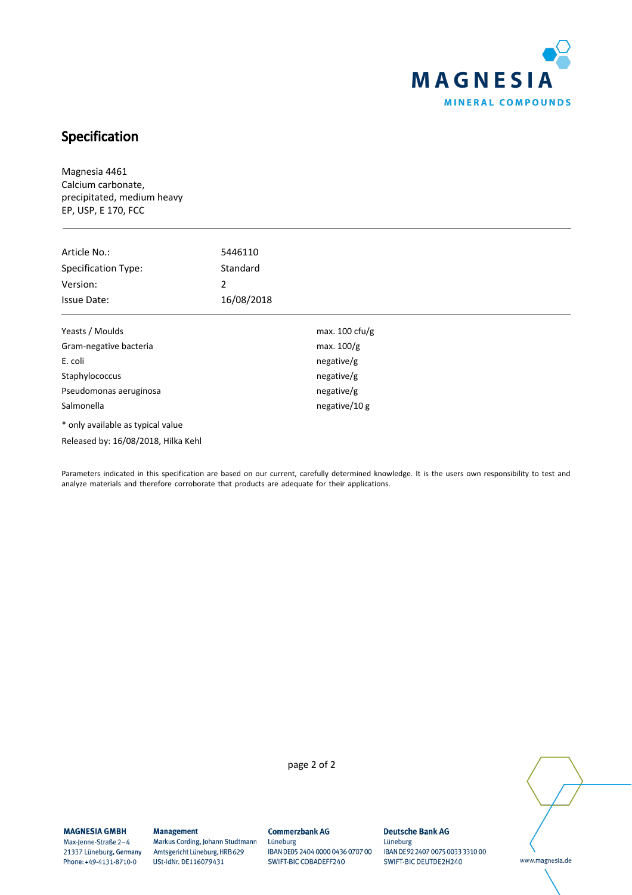MAGNESIA
MINERAL COMPOUNDS

# Specification

Magnesia 4461
Calcium carbonate,
precipitated, medium heavy
EP, USP, E 170, FCC

| | |
|---|---|
| Article No.: | 5446110 |
| Specification Type: | Standard |
| Version: | 2 |
| Issue Date: | 16/08/2018 |

| | |
|---|---|
| Yeasts / Moulds | max. 100 cfu/g |
| Gram-negative bacteria | max. 100/g |
| E. coli | negative/g |
| Staphylococcus | negative/g |
| Pseudomonas aeruginosa | negative/g |
| Salmonella | negative/10 g |

* only available as typical value

Released by: 16/08/2018, Hilka Kehl

Parameters indicated in this specification are based on our current, carefully determined knowledge. It is the users own responsibility to test and analyze materials and therefore corroborate that products are adequate for their applications.

**MAGNESIA GMBH**
Max-Jenne-Straße 2–4
21337 Lüneburg, Germany
Phone: +49-4131-8710-0

**Management**
Markus Cording, Johann Studtmann
Amtsgericht Lüneburg, HRB 629
USt-IdNr. DE116079431

**Commerzbank AG**
Lüneburg
IBAN DE05 2404 0000 0436 0707 00
SWIFT-BIC COBADEFF240

**Deutsche Bank AG**
Lüneburg
IBAN DE92 2407 0075 0033 3310 00
SWIFT-BIC DEUTDE2H240

www.magnesia.de